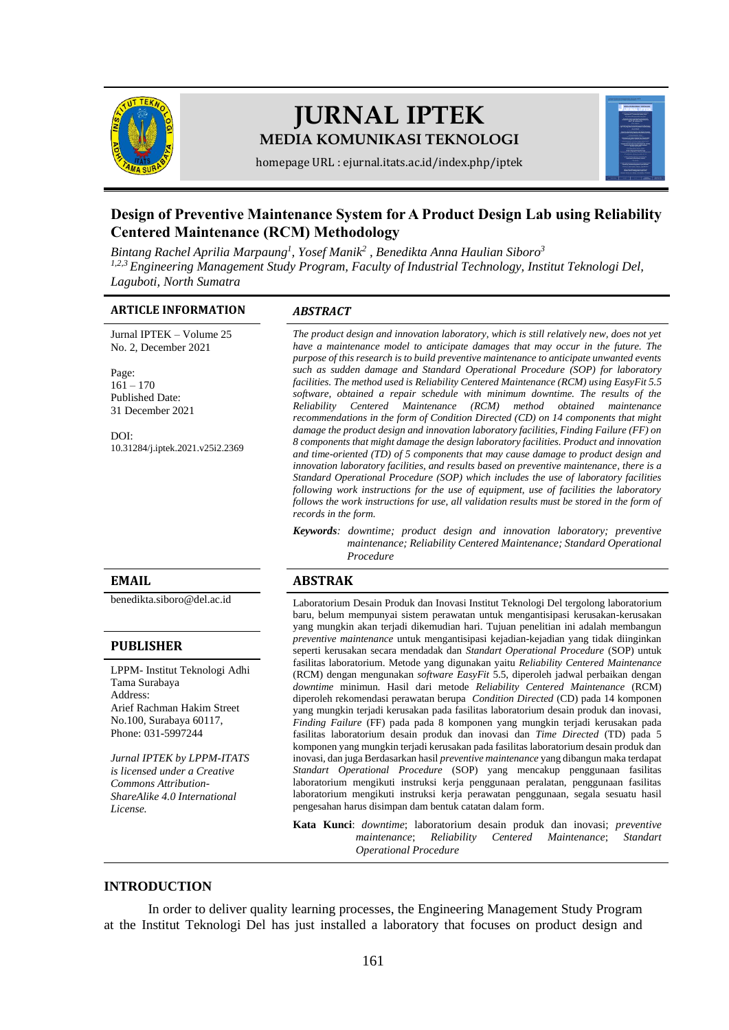# JURNAL IPTEK

**MEDIA KOMUNIKASI TEKNOLOGI**

homepage URL : ejurnal.itats.ac.id/index.php/iptek

## Design of Preventive Maintenance System for A Product Design Lab using Reliability Centered Maintenance (RCM) Methodology

*Bintang Rachel Aprilia Marpaung[1], Yosef Manik[2], Benedikta Anna Haulian Siboro[3]*
*[1,2,3] Engineering Management Study Program, Faculty of Industrial Technology, Institut Teknologi Del, Laguboti, North Sumatra*

### ARTICLE INFORMATION

Jurnal IPTEK – Volume 25 No. 2, December 2021

Page: 161 – 170
Published Date: 31 December 2021

DOI: 10.31284/j.iptek.2021.v25i2.2369

### EMAIL

benedikta.siboro@del.ac.id

### PUBLISHER

LPPM- Institut Teknologi Adhi Tama Surabaya
Address:
Arief Rachman Hakim Street No.100, Surabaya 60117,
Phone: 031-5997244

*Jurnal IPTEK by LPPM-ITATS is licensed under a Creative Commons Attribution-ShareAlike 4.0 International License.*

### *ABSTRACT*

*The product design and innovation laboratory, which is still relatively new, does not yet have a maintenance model to anticipate damages that may occur in the future. The purpose of this research is to build preventive maintenance to anticipate unwanted events such as sudden damage and Standard Operational Procedure (SOP) for laboratory facilities. The method used is Reliability Centered Maintenance (RCM) using EasyFit 5.5 software, obtained a repair schedule with minimum downtime. The results of the Reliability Centered Maintenance (RCM) method obtained maintenance recommendations in the form of Condition Directed (CD) on 14 components that might damage the product design and innovation laboratory facilities, Finding Failure (FF) on 8 components that might damage the design laboratory facilities. Product and innovation and time-oriented (TD) of 5 components that may cause damage to product design and innovation laboratory facilities, and results based on preventive maintenance, there is a Standard Operational Procedure (SOP) which includes the use of laboratory facilities following work instructions for the use of equipment, use of facilities the laboratory follows the work instructions for use, all validation results must be stored in the form of records in the form.*

***Keywords**: downtime; product design and innovation laboratory; preventive maintenance; Reliability Centered Maintenance; Standard Operational Procedure*

### ABSTRAK

Laboratorium Desain Produk dan Inovasi Institut Teknologi Del tergolong laboratorium baru, belum mempunyai sistem perawatan untuk mengantisipasi kerusakan-kerusakan yang mungkin akan terjadi dikemudian hari. Tujuan penelitian ini adalah membangun *preventive maintenance* untuk mengantisipasi kejadian-kejadian yang tidak diinginkan seperti kerusakan secara mendadak dan *Standart Operational Procedure* (SOP) untuk fasilitas laboratorium. Metode yang digunakan yaitu *Reliability Centered Maintenance* (RCM) dengan mengunakan *software EasyFit* 5.5, diperoleh jadwal perbaikan dengan *downtime* minimun. Hasil dari metode *Reliability Centered Maintenance* (RCM) diperoleh rekomendasi perawatan berupa *Condition Directed* (CD) pada 14 komponen yang mungkin terjadi kerusakan pada fasilitas laboratorium desain produk dan inovasi, *Finding Failure* (FF) pada pada 8 komponen yang mungkin terjadi kerusakan pada fasilitas laboratorium desain produk dan inovasi dan *Time Directed* (TD) pada 5 komponen yang mungkin terjadi kerusakan pada fasilitas laboratorium desain produk dan inovasi, dan juga Berdasarkan hasil *preventive maintenance* yang dibangun maka terdapat *Standart Operational Procedure* (SOP) yang mencakup penggunaan fasilitas laboratorium mengikuti instruksi kerja penggunaan peralatan, penggunaan fasilitas laboratorium mengikuti instruksi kerja perawatan penggunaan, segala sesuatu hasil pengesahan harus disimpan dam bentuk catatan dalam form.

**Kata Kunci**: *downtime*; laboratorium desain produk dan inovasi; *preventive maintenance*; *Reliability Centered Maintenance*; *Standart Operational Procedure*

## INTRODUCTION

In order to deliver quality learning processes, the Engineering Management Study Program at the Institut Teknologi Del has just installed a laboratory that focuses on product design and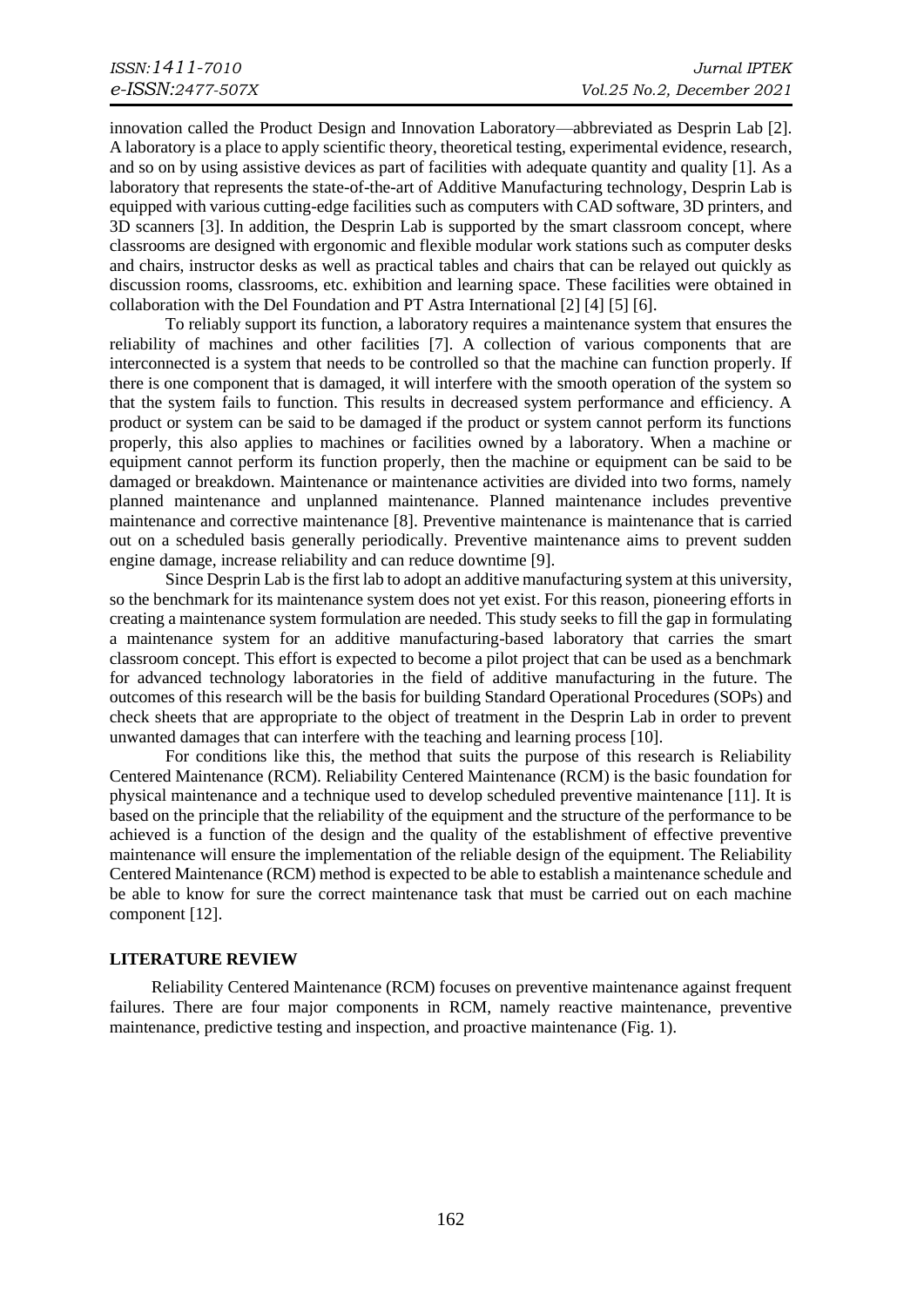innovation called the Product Design and Innovation Laboratory—abbreviated as Desprin Lab [2]. A laboratory is a place to apply scientific theory, theoretical testing, experimental evidence, research, and so on by using assistive devices as part of facilities with adequate quantity and quality [1]. As a laboratory that represents the state-of-the-art of Additive Manufacturing technology, Desprin Lab is equipped with various cutting-edge facilities such as computers with CAD software, 3D printers, and 3D scanners [3]. In addition, the Desprin Lab is supported by the smart classroom concept, where classrooms are designed with ergonomic and flexible modular work stations such as computer desks and chairs, instructor desks as well as practical tables and chairs that can be relayed out quickly as discussion rooms, classrooms, etc. exhibition and learning space. These facilities were obtained in collaboration with the Del Foundation and PT Astra International [2] [4] [5] [6].

To reliably support its function, a laboratory requires a maintenance system that ensures the reliability of machines and other facilities [7]. A collection of various components that are interconnected is a system that needs to be controlled so that the machine can function properly. If there is one component that is damaged, it will interfere with the smooth operation of the system so that the system fails to function. This results in decreased system performance and efficiency. A product or system can be said to be damaged if the product or system cannot perform its functions properly, this also applies to machines or facilities owned by a laboratory. When a machine or equipment cannot perform its function properly, then the machine or equipment can be said to be damaged or breakdown. Maintenance or maintenance activities are divided into two forms, namely planned maintenance and unplanned maintenance. Planned maintenance includes preventive maintenance and corrective maintenance [8]. Preventive maintenance is maintenance that is carried out on a scheduled basis generally periodically. Preventive maintenance aims to prevent sudden engine damage, increase reliability and can reduce downtime [9].

Since Desprin Lab is the first lab to adopt an additive manufacturing system at this university, so the benchmark for its maintenance system does not yet exist. For this reason, pioneering efforts in creating a maintenance system formulation are needed. This study seeks to fill the gap in formulating a maintenance system for an additive manufacturing-based laboratory that carries the smart classroom concept. This effort is expected to become a pilot project that can be used as a benchmark for advanced technology laboratories in the field of additive manufacturing in the future. The outcomes of this research will be the basis for building Standard Operational Procedures (SOPs) and check sheets that are appropriate to the object of treatment in the Desprin Lab in order to prevent unwanted damages that can interfere with the teaching and learning process [10].

For conditions like this, the method that suits the purpose of this research is Reliability Centered Maintenance (RCM). Reliability Centered Maintenance (RCM) is the basic foundation for physical maintenance and a technique used to develop scheduled preventive maintenance [11]. It is based on the principle that the reliability of the equipment and the structure of the performance to be achieved is a function of the design and the quality of the establishment of effective preventive maintenance will ensure the implementation of the reliable design of the equipment. The Reliability Centered Maintenance (RCM) method is expected to be able to establish a maintenance schedule and be able to know for sure the correct maintenance task that must be carried out on each machine component [12].

## LITERATURE REVIEW

Reliability Centered Maintenance (RCM) focuses on preventive maintenance against frequent failures. There are four major components in RCM, namely reactive maintenance, preventive maintenance, predictive testing and inspection, and proactive maintenance (Fig. 1).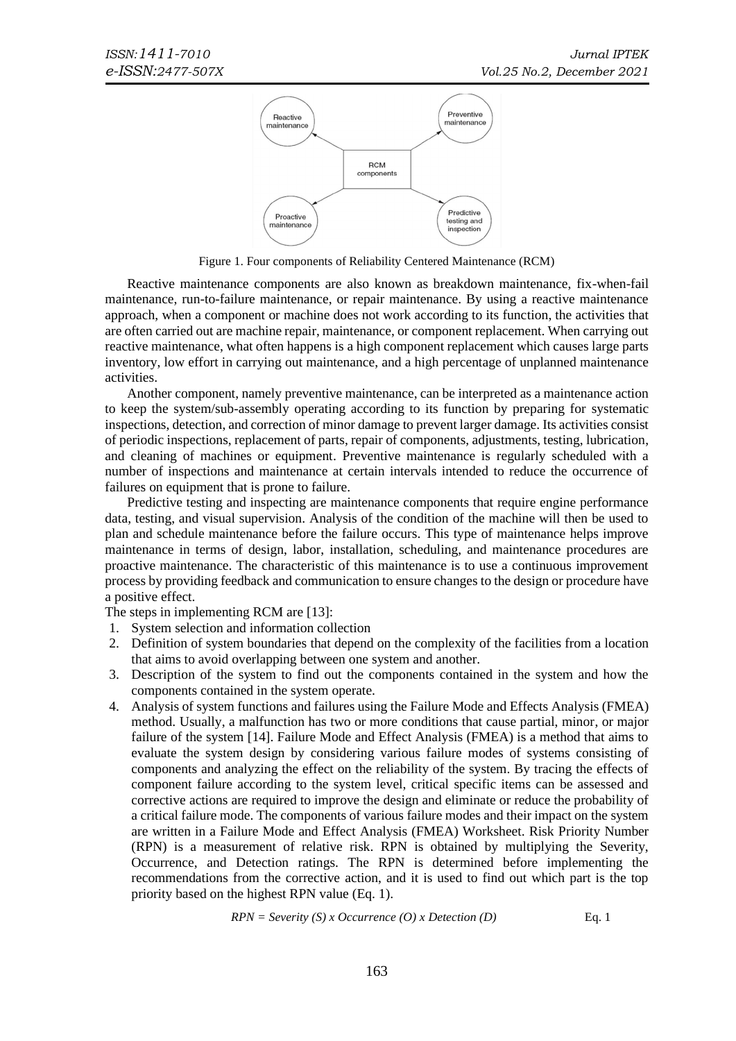Figure 1. Four components of Reliability Centered Maintenance (RCM)

Reactive maintenance components are also known as breakdown maintenance, fix-when-fail maintenance, run-to-failure maintenance, or repair maintenance. By using a reactive maintenance approach, when a component or machine does not work according to its function, the activities that are often carried out are machine repair, maintenance, or component replacement. When carrying out reactive maintenance, what often happens is a high component replacement which causes large parts inventory, low effort in carrying out maintenance, and a high percentage of unplanned maintenance activities.

Another component, namely preventive maintenance, can be interpreted as a maintenance action to keep the system/sub-assembly operating according to its function by preparing for systematic inspections, detection, and correction of minor damage to prevent larger damage. Its activities consist of periodic inspections, replacement of parts, repair of components, adjustments, testing, lubrication, and cleaning of machines or equipment. Preventive maintenance is regularly scheduled with a number of inspections and maintenance at certain intervals intended to reduce the occurrence of failures on equipment that is prone to failure.

Predictive testing and inspecting are maintenance components that require engine performance data, testing, and visual supervision. Analysis of the condition of the machine will then be used to plan and schedule maintenance before the failure occurs. This type of maintenance helps improve maintenance in terms of design, labor, installation, scheduling, and maintenance procedures are proactive maintenance. The characteristic of this maintenance is to use a continuous improvement process by providing feedback and communication to ensure changes to the design or procedure have a positive effect.

The steps in implementing RCM are [13]:

1. System selection and information collection
2. Definition of system boundaries that depend on the complexity of the facilities from a location that aims to avoid overlapping between one system and another.
3. Description of the system to find out the components contained in the system and how the components contained in the system operate.
4. Analysis of system functions and failures using the Failure Mode and Effects Analysis (FMEA) method. Usually, a malfunction has two or more conditions that cause partial, minor, or major failure of the system [14]. Failure Mode and Effect Analysis (FMEA) is a method that aims to evaluate the system design by considering various failure modes of systems consisting of components and analyzing the effect on the reliability of the system. By tracing the effects of component failure according to the system level, critical specific items can be assessed and corrective actions are required to improve the design and eliminate or reduce the probability of a critical failure mode. The components of various failure modes and their impact on the system are written in a Failure Mode and Effect Analysis (FMEA) Worksheet. Risk Priority Number (RPN) is a measurement of relative risk. RPN is obtained by multiplying the Severity, Occurrence, and Detection ratings. The RPN is determined before implementing the recommendations from the corrective action, and it is used to find out which part is the top priority based on the highest RPN value (Eq. 1).

$$RPN = Severity\ (S) \times Occurrence\ (O) \times Detection\ (D) \qquad \text{Eq. 1}$$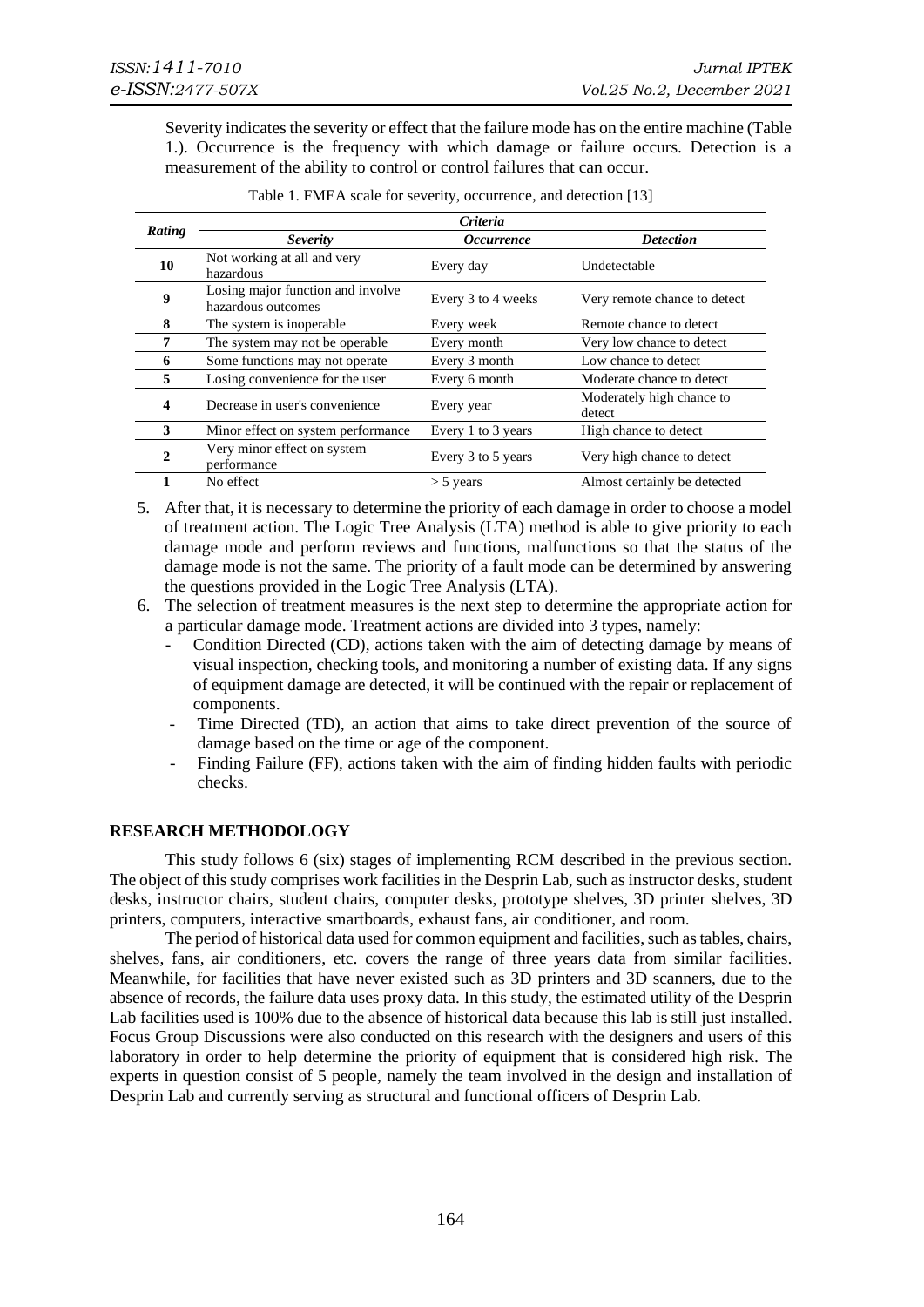Severity indicates the severity or effect that the failure mode has on the entire machine (Table 1.). Occurrence is the frequency with which damage or failure occurs. Detection is a measurement of the ability to control or control failures that can occur.

Table 1. FMEA scale for severity, occurrence, and detection [13]

| *Rating* | *Criteria* | | |
|---|---|---|---|
| | ***Severity*** | ***Occurrence*** | ***Detection*** |
| **10** | Not working at all and very hazardous | Every day | Undetectable |
| **9** | Losing major function and involve hazardous outcomes | Every 3 to 4 weeks | Very remote chance to detect |
| **8** | The system is inoperable | Every week | Remote chance to detect |
| **7** | The system may not be operable | Every month | Very low chance to detect |
| **6** | Some functions may not operate | Every 3 month | Low chance to detect |
| **5** | Losing convenience for the user | Every 6 month | Moderate chance to detect |
| **4** | Decrease in user's convenience | Every year | Moderately high chance to detect |
| **3** | Minor effect on system performance | Every 1 to 3 years | High chance to detect |
| **2** | Very minor effect on system performance | Every 3 to 5 years | Very high chance to detect |
| **1** | No effect | > 5 years | Almost certainly be detected |

5. After that, it is necessary to determine the priority of each damage in order to choose a model of treatment action. The Logic Tree Analysis (LTA) method is able to give priority to each damage mode and perform reviews and functions, malfunctions so that the status of the damage mode is not the same. The priority of a fault mode can be determined by answering the questions provided in the Logic Tree Analysis (LTA).
6. The selection of treatment measures is the next step to determine the appropriate action for a particular damage mode. Treatment actions are divided into 3 types, namely:
   - Condition Directed (CD), actions taken with the aim of detecting damage by means of visual inspection, checking tools, and monitoring a number of existing data. If any signs of equipment damage are detected, it will be continued with the repair or replacement of components.
   - Time Directed (TD), an action that aims to take direct prevention of the source of damage based on the time or age of the component.
   - Finding Failure (FF), actions taken with the aim of finding hidden faults with periodic checks.

## RESEARCH METHODOLOGY

This study follows 6 (six) stages of implementing RCM described in the previous section. The object of this study comprises work facilities in the Desprin Lab, such as instructor desks, student desks, instructor chairs, student chairs, computer desks, prototype shelves, 3D printer shelves, 3D printers, computers, interactive smartboards, exhaust fans, air conditioner, and room.

The period of historical data used for common equipment and facilities, such as tables, chairs, shelves, fans, air conditioners, etc. covers the range of three years data from similar facilities. Meanwhile, for facilities that have never existed such as 3D printers and 3D scanners, due to the absence of records, the failure data uses proxy data. In this study, the estimated utility of the Desprin Lab facilities used is 100% due to the absence of historical data because this lab is still just installed. Focus Group Discussions were also conducted on this research with the designers and users of this laboratory in order to help determine the priority of equipment that is considered high risk. The experts in question consist of 5 people, namely the team involved in the design and installation of Desprin Lab and currently serving as structural and functional officers of Desprin Lab.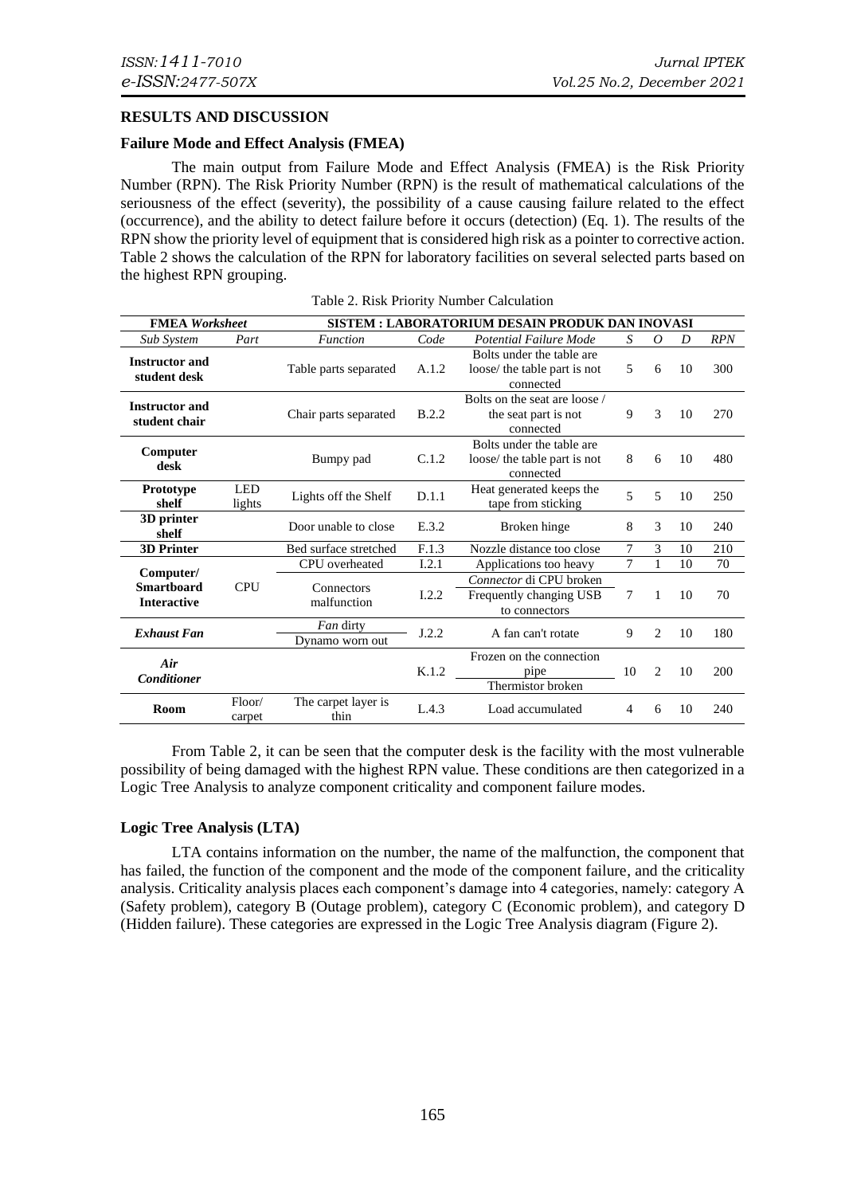## RESULTS AND DISCUSSION

### Failure Mode and Effect Analysis (FMEA)

The main output from Failure Mode and Effect Analysis (FMEA) is the Risk Priority Number (RPN). The Risk Priority Number (RPN) is the result of mathematical calculations of the seriousness of the effect (severity), the possibility of a cause causing failure related to the effect (occurrence), and the ability to detect failure before it occurs (detection) (Eq. 1). The results of the RPN show the priority level of equipment that is considered high risk as a pointer to corrective action. Table 2 shows the calculation of the RPN for laboratory facilities on several selected parts based on the highest RPN grouping.

Table 2. Risk Priority Number Calculation

| **FMEA *Worksheet*** | | **SISTEM : LABORATORIUM DESAIN PRODUK DAN INOVASI** | | | | | | |
|---|---|---|---|---|---|---|---|---|
| *Sub System* | *Part* | *Function* | *Code* | *Potential Failure Mode* | *S* | *O* | *D* | *RPN* |
| **Instructor and student desk** | | Table parts separated | A.1.2 | Bolts under the table are loose/ the table part is not connected | 5 | 6 | 10 | 300 |
| **Instructor and student chair** | | Chair parts separated | B.2.2 | Bolts on the seat are loose / the seat part is not connected | 9 | 3 | 10 | 270 |
| **Computer desk** | | Bumpy pad | C.1.2 | Bolts under the table are loose/ the table part is not connected | 8 | 6 | 10 | 480 |
| **Prototype shelf** | LED lights | Lights off the Shelf | D.1.1 | Heat generated keeps the tape from sticking | 5 | 5 | 10 | 250 |
| **3D printer shelf** | | Door unable to close | E.3.2 | Broken hinge | 8 | 3 | 10 | 240 |
| **3D Printer** | | Bed surface stretched | F.1.3 | Nozzle distance too close | 7 | 3 | 10 | 210 |
| **Computer/ Smartboard Interactive** | CPU | CPU overheated | I.2.1 | Applications too heavy | 7 | 1 | 10 | 70 |
| | | Connectors malfunction | I.2.2 | *Connector* di CPU broken / Frequently changing USB to connectors | 7 | 1 | 10 | 70 |
| ***Exhaust Fan*** | | *Fan* dirty / Dynamo worn out | J.2.2 | A fan can't rotate | 9 | 2 | 10 | 180 |
| ***Air Conditioner*** | | | K.1.2 | Frozen on the connection pipe / Thermistor broken | 10 | 2 | 10 | 200 |
| **Room** | Floor/ carpet | The carpet layer is thin | L.4.3 | Load accumulated | 4 | 6 | 10 | 240 |

From Table 2, it can be seen that the computer desk is the facility with the most vulnerable possibility of being damaged with the highest RPN value. These conditions are then categorized in a Logic Tree Analysis to analyze component criticality and component failure modes.

### Logic Tree Analysis (LTA)

LTA contains information on the number, the name of the malfunction, the component that has failed, the function of the component and the mode of the component failure, and the criticality analysis. Criticality analysis places each component's damage into 4 categories, namely: category A (Safety problem), category B (Outage problem), category C (Economic problem), and category D (Hidden failure). These categories are expressed in the Logic Tree Analysis diagram (Figure 2).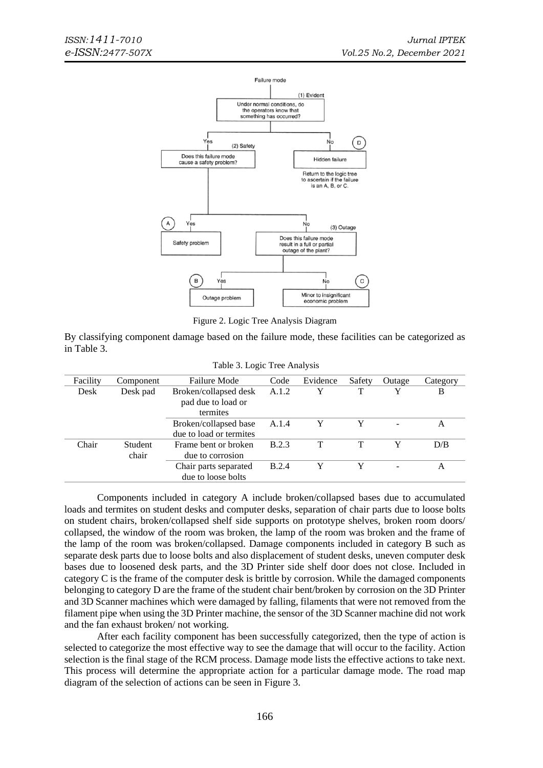Figure 2. Logic Tree Analysis Diagram

By classifying component damage based on the failure mode, these facilities can be categorized as in Table 3.

Table 3. Logic Tree Analysis

| Facility | Component | Failure Mode | Code | Evidence | Safety | Outage | Category |
|---|---|---|---|---|---|---|---|
| Desk | Desk pad | Broken/collapsed desk pad due to load or termites | A.1.2 | Y | T | Y | B |
| | | Broken/collapsed base due to load or termites | A.1.4 | Y | Y | - | A |
| Chair | Student chair | Frame bent or broken due to corrosion | B.2.3 | T | T | Y | D/B |
| | | Chair parts separated due to loose bolts | B.2.4 | Y | Y | - | A |

Components included in category A include broken/collapsed bases due to accumulated loads and termites on student desks and computer desks, separation of chair parts due to loose bolts on student chairs, broken/collapsed shelf side supports on prototype shelves, broken room doors/ collapsed, the window of the room was broken, the lamp of the room was broken and the frame of the lamp of the room was broken/collapsed. Damage components included in category B such as separate desk parts due to loose bolts and also displacement of student desks, uneven computer desk bases due to loosened desk parts, and the 3D Printer side shelf door does not close. Included in category C is the frame of the computer desk is brittle by corrosion. While the damaged components belonging to category D are the frame of the student chair bent/broken by corrosion on the 3D Printer and 3D Scanner machines which were damaged by falling, filaments that were not removed from the filament pipe when using the 3D Printer machine, the sensor of the 3D Scanner machine did not work and the fan exhaust broken/ not working.

After each facility component has been successfully categorized, then the type of action is selected to categorize the most effective way to see the damage that will occur to the facility. Action selection is the final stage of the RCM process. Damage mode lists the effective actions to take next. This process will determine the appropriate action for a particular damage mode. The road map diagram of the selection of actions can be seen in Figure 3.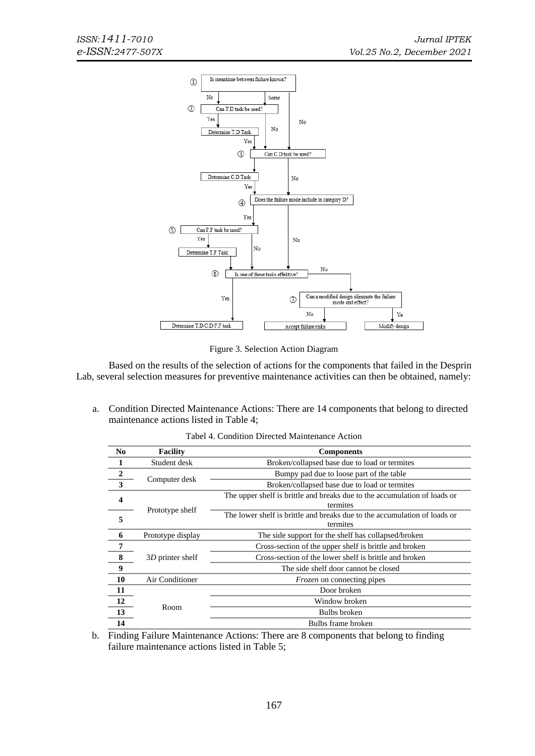Figure 3. Selection Action Diagram

Based on the results of the selection of actions for the components that failed in the Desprin Lab, several selection measures for preventive maintenance activities can then be obtained, namely:

a. Condition Directed Maintenance Actions: There are 14 components that belong to directed maintenance actions listed in Table 4;

Tabel 4. Condition Directed Maintenance Action

| No | Facility | Components |
|---|---|---|
| **1** | Student desk | Broken/collapsed base due to load or termites |
| **2** | Computer desk | Bumpy pad due to loose part of the table |
| **3** | | Broken/collapsed base due to load or termites |
| **4** | Prototype shelf | The upper shelf is brittle and breaks due to the accumulation of loads or termites |
| **5** | | The lower shelf is brittle and breaks due to the accumulation of loads or termites |
| **6** | Prototype display | The side support for the shelf has collapsed/broken |
| **7** | 3*D* printer shelf | Cross-section of the upper shelf is brittle and broken |
| **8** | | Cross-section of the lower shelf is brittle and broken |
| **9** | | The side shelf door cannot be closed |
| **10** | Air Conditioner | *Frozen* on connecting pipes |
| **11** | Room | Door broken |
| **12** | | Window broken |
| **13** | | Bulbs broken |
| **14** | | Bulbs frame broken |

b. Finding Failure Maintenance Actions: There are 8 components that belong to finding failure maintenance actions listed in Table 5;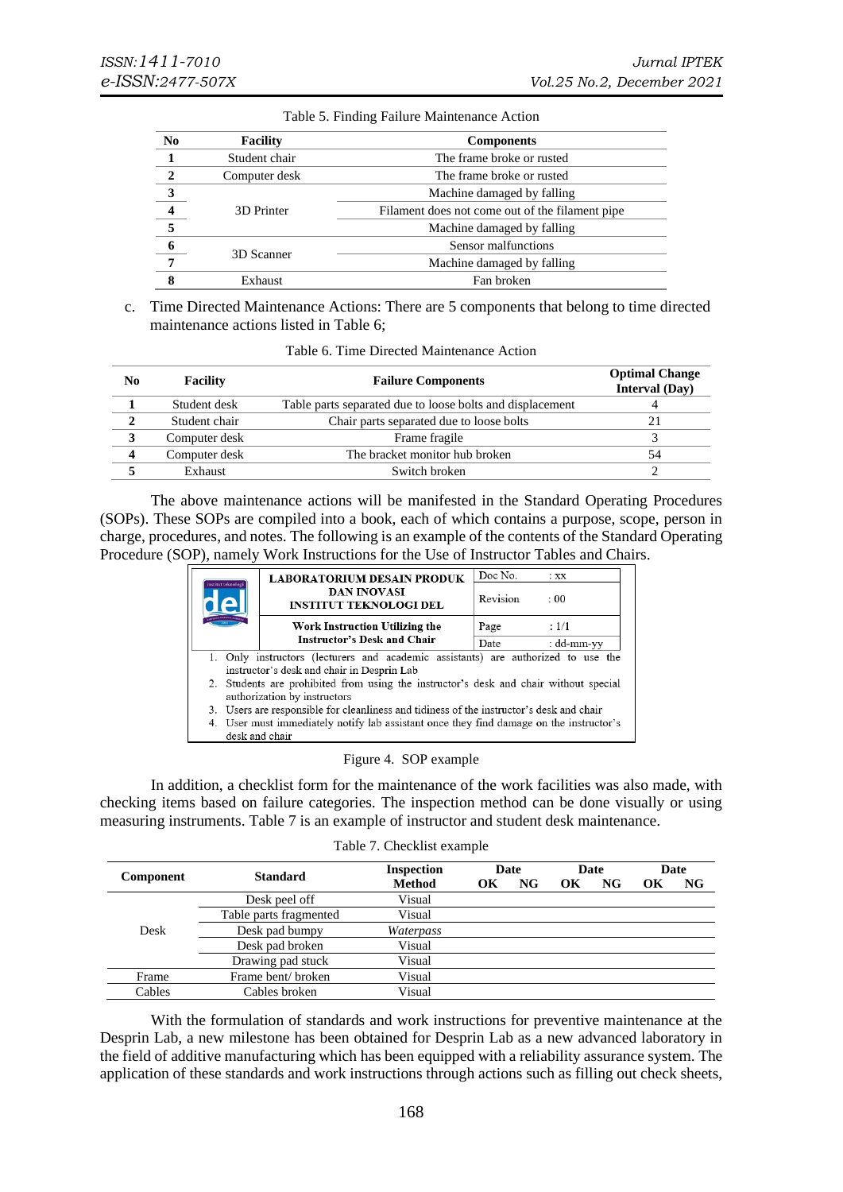Table 5. Finding Failure Maintenance Action

| No | Facility | Components |
|---|---|---|
| 1 | Student chair | The frame broke or rusted |
| 2 | Computer desk | The frame broke or rusted |
| 3 | 3D Printer | Machine damaged by falling |
| 4 | | Filament does not come out of the filament pipe |
| 5 | | Machine damaged by falling |
| 6 | 3D Scanner | Sensor malfunctions |
| 7 | | Machine damaged by falling |
| 8 | Exhaust | Fan broken |

c. Time Directed Maintenance Actions: There are 5 components that belong to time directed maintenance actions listed in Table 6;

Table 6. Time Directed Maintenance Action

| No | Facility | Failure Components | Optimal Change Interval (Day) |
|---|---|---|---|
| 1 | Student desk | Table parts separated due to loose bolts and displacement | 4 |
| 2 | Student chair | Chair parts separated due to loose bolts | 21 |
| 3 | Computer desk | Frame fragile | 3 |
| 4 | Computer desk | The bracket monitor hub broken | 54 |
| 5 | Exhaust | Switch broken | 2 |

The above maintenance actions will be manifested in the Standard Operating Procedures (SOPs). These SOPs are compiled into a book, each of which contains a purpose, scope, person in charge, procedures, and notes. The following is an example of the contents of the Standard Operating Procedure (SOP), namely Work Instructions for the Use of Instructor Tables and Chairs.

| del | LABORATORIUM DESAIN PRODUK DAN INOVASI INSTITUT TEKNOLOGI DEL | Doc No. : xx |
|---|---|---|
| | | Revision : 00 |
| | Work Instruction Utilizing the Instructor's Desk and Chair | Page : 1/1 |
| | | Date : dd-mm-yy |

1. Only instructors (lecturers and academic assistants) are authorized to use the instructor's desk and chair in Desprin Lab
2. Students are prohibited from using the instructor's desk and chair without special authorization by instructors
3. Users are responsible for cleanliness and tidiness of the instructor's desk and chair
4. User must immediately notify lab assistant once they find damage on the instructor's desk and chair

Figure 4. SOP example

In addition, a checklist form for the maintenance of the work facilities was also made, with checking items based on failure categories. The inspection method can be done visually or using measuring instruments. Table 7 is an example of instructor and student desk maintenance.

Table 7. Checklist example

| Component | Standard | Inspection Method | Date | | Date | | Date | |
|---|---|---|---|---|---|---|---|---|
| | | | OK | NG | OK | NG | OK | NG |
| Desk | Desk peel off | Visual | | | | | | |
| | Table parts fragmented | Visual | | | | | | |
| | Desk pad bumpy | *Waterpass* | | | | | | |
| | Desk pad broken | Visual | | | | | | |
| | Drawing pad stuck | Visual | | | | | | |
| Frame | Frame bent/ broken | Visual | | | | | | |
| Cables | Cables broken | Visual | | | | | | |

With the formulation of standards and work instructions for preventive maintenance at the Desprin Lab, a new milestone has been obtained for Desprin Lab as a new advanced laboratory in the field of additive manufacturing which has been equipped with a reliability assurance system. The application of these standards and work instructions through actions such as filling out check sheets,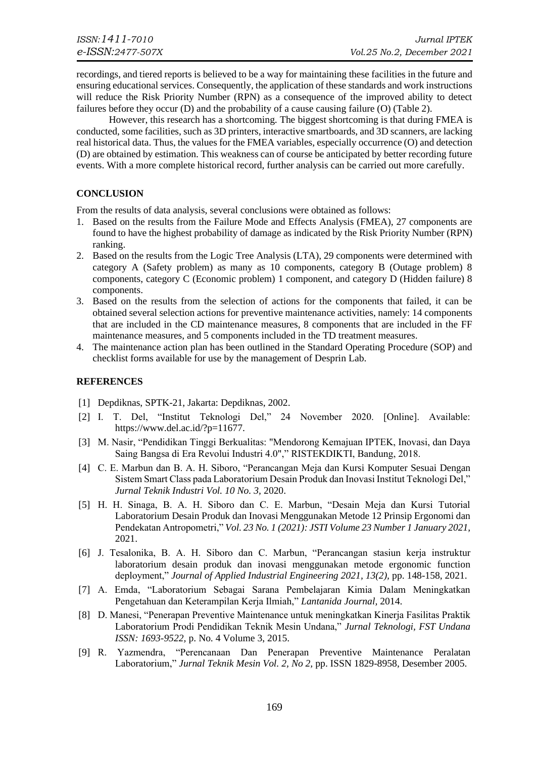recordings, and tiered reports is believed to be a way for maintaining these facilities in the future and ensuring educational services. Consequently, the application of these standards and work instructions will reduce the Risk Priority Number (RPN) as a consequence of the improved ability to detect failures before they occur (D) and the probability of a cause causing failure (O) (Table 2).

However, this research has a shortcoming. The biggest shortcoming is that during FMEA is conducted, some facilities, such as 3D printers, interactive smartboards, and 3D scanners, are lacking real historical data. Thus, the values for the FMEA variables, especially occurrence (O) and detection (D) are obtained by estimation. This weakness can of course be anticipated by better recording future events. With a more complete historical record, further analysis can be carried out more carefully.

## CONCLUSION

From the results of data analysis, several conclusions were obtained as follows:

1. Based on the results from the Failure Mode and Effects Analysis (FMEA), 27 components are found to have the highest probability of damage as indicated by the Risk Priority Number (RPN) ranking.
2. Based on the results from the Logic Tree Analysis (LTA), 29 components were determined with category A (Safety problem) as many as 10 components, category B (Outage problem) 8 components, category C (Economic problem) 1 component, and category D (Hidden failure) 8 components.
3. Based on the results from the selection of actions for the components that failed, it can be obtained several selection actions for preventive maintenance activities, namely: 14 components that are included in the CD maintenance measures, 8 components that are included in the FF maintenance measures, and 5 components included in the TD treatment measures.
4. The maintenance action plan has been outlined in the Standard Operating Procedure (SOP) and checklist forms available for use by the management of Desprin Lab.

## REFERENCES

[1] Depdiknas, SPTK-21, Jakarta: Depdiknas, 2002.

[2] I. T. Del, "Institut Teknologi Del," 24 November 2020. [Online]. Available: https://www.del.ac.id/?p=11677.

[3] M. Nasir, "Pendidikan Tinggi Berkualitas: "Mendorong Kemajuan IPTEK, Inovasi, dan Daya Saing Bangsa di Era Revolui Industri 4.0"," RISTEKDIKTI, Bandung, 2018.

[4] C. E. Marbun dan B. A. H. Siboro, "Perancangan Meja dan Kursi Komputer Sesuai Dengan Sistem Smart Class pada Laboratorium Desain Produk dan Inovasi Institut Teknologi Del," *Jurnal Teknik Industri Vol. 10 No. 3,* 2020.

[5] H. H. Sinaga, B. A. H. Siboro dan C. E. Marbun, "Desain Meja dan Kursi Tutorial Laboratorium Desain Produk dan Inovasi Menggunakan Metode 12 Prinsip Ergonomi dan Pendekatan Antropometri," *Vol. 23 No. 1 (2021): JSTI Volume 23 Number 1 January 2021,* 2021.

[6] J. Tesalonika, B. A. H. Siboro dan C. Marbun, "Perancangan stasiun kerja instruktur laboratorium desain produk dan inovasi menggunakan metode ergonomic function deployment," *Journal of Applied Industrial Engineering 2021, 13(2),* pp. 148-158, 2021.

[7] A. Emda, "Laboratorium Sebagai Sarana Pembelajaran Kimia Dalam Meningkatkan Pengetahuan dan Keterampilan Kerja Ilmiah," *Lantanida Journal,* 2014.

[8] D. Manesi, "Penerapan Preventive Maintenance untuk meningkatkan Kinerja Fasilitas Praktik Laboratorium Prodi Pendidikan Teknik Mesin Undana," *Jurnal Teknologi, FST Undana ISSN: 1693-9522,* p. No. 4 Volume 3, 2015.

[9] R. Yazmendra, "Perencanaan Dan Penerapan Preventive Maintenance Peralatan Laboratorium," *Jurnal Teknik Mesin Vol. 2, No 2,* pp. ISSN 1829-8958, Desember 2005.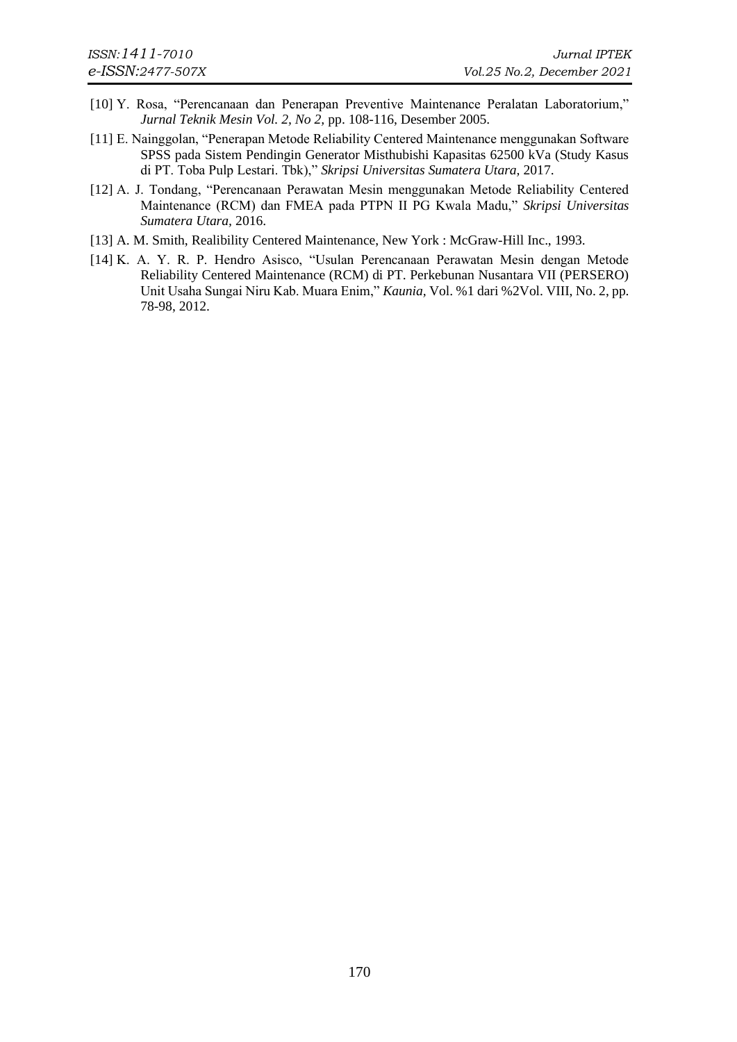[10] Y. Rosa, "Perencanaan dan Penerapan Preventive Maintenance Peralatan Laboratorium," *Jurnal Teknik Mesin Vol. 2, No 2,* pp. 108-116, Desember 2005.

[11] E. Nainggolan, "Penerapan Metode Reliability Centered Maintenance menggunakan Software SPSS pada Sistem Pendingin Generator Misthubishi Kapasitas 62500 kVa (Study Kasus di PT. Toba Pulp Lestari. Tbk)," *Skripsi Universitas Sumatera Utara,* 2017.

[12] A. J. Tondang, "Perencanaan Perawatan Mesin menggunakan Metode Reliability Centered Maintenance (RCM) dan FMEA pada PTPN II PG Kwala Madu," *Skripsi Universitas Sumatera Utara,* 2016.

[13] A. M. Smith, Realibility Centered Maintenance, New York : McGraw-Hill Inc., 1993.

[14] K. A. Y. R. P. Hendro Asisco, "Usulan Perencanaan Perawatan Mesin dengan Metode Reliability Centered Maintenance (RCM) di PT. Perkebunan Nusantara VII (PERSERO) Unit Usaha Sungai Niru Kab. Muara Enim," *Kaunia,* Vol. %1 dari %2Vol. VIII, No. 2, pp. 78-98, 2012.